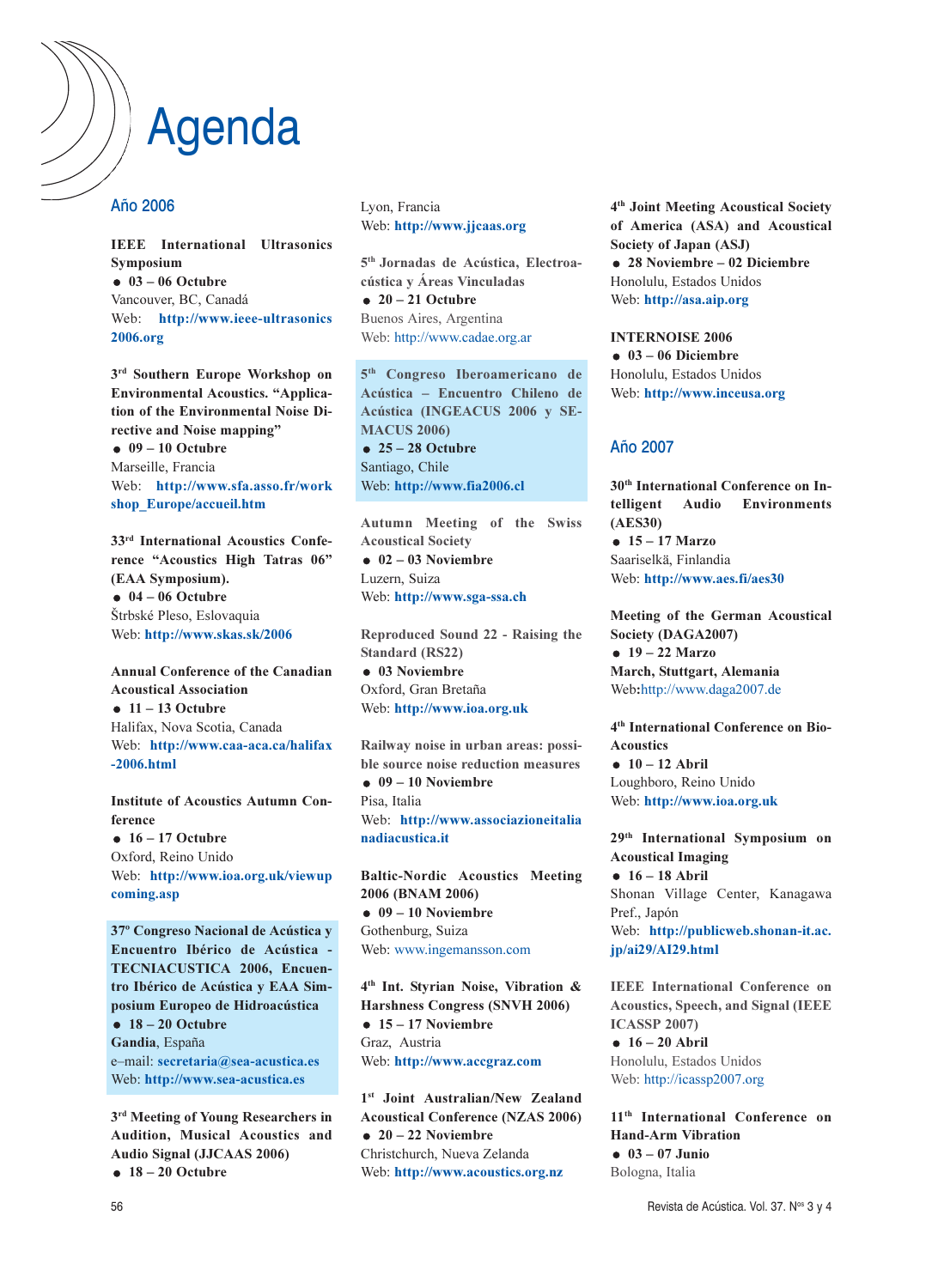# Agenda

## Año 2006

**IEEE International Ultrasonics Symposium**
- **03 – 06 Octubre**

Vancouver, BC, Canadá
Web: **http://www.ieee-ultrasonics2006.org**

**3rd Southern Europe Workshop on Environmental Acoustics. "Application of the Environmental Noise Directive and Noise mapping"**
- **09 – 10 Octubre**

Marseille, Francia
Web: **http://www.sfa.asso.fr/workshop_Europe/accueil.htm**

**33rd International Acoustics Conference "Acoustics High Tatras 06" (EAA Symposium).**
- **04 – 06 Octubre**

Štrbské Pleso, Eslovaquia
Web: **http://www.skas.sk/2006**

**Annual Conference of the Canadian Acoustical Association**
- **11 – 13 Octubre**

Halifax, Nova Scotia, Canada
Web: **http://www.caa-aca.ca/halifax-2006.html**

**Institute of Acoustics Autumn Conference**
- **16 – 17 Octubre**

Oxford, Reino Unido
Web: **http://www.ioa.org.uk/viewupcoming.asp**

**37º Congreso Nacional de Acústica y Encuentro Ibérico de Acústica - TECNIACUSTICA 2006, Encuentro Ibérico de Acústica y EAA Simposium Europeo de Hidroacústica**
- **18 – 20 Octubre**

**Gandia**, España
e–mail: **secretaria@sea-acustica.es**
Web: **http://www.sea-acustica.es**

**3rd Meeting of Young Researchers in Audition, Musical Acoustics and Audio Signal (JJCAAS 2006)**
- **18 – 20 Octubre**

Lyon, Francia
Web: **http://www.jjcaas.org**

**5th Jornadas de Acústica, Electroacústica y Áreas Vinculadas**
- **20 – 21 Octubre**

Buenos Aires, Argentina
Web: http://www.cadae.org.ar

**5th Congreso Iberoamericano de Acústica – Encuentro Chileno de Acústica (INGEACUS 2006 y SEMACUS 2006)**
- **25 – 28 Octubre**

Santiago, Chile
Web: **http://www.fia2006.cl**

**Autumn Meeting of the Swiss Acoustical Society**
- **02 – 03 Noviembre**

Luzern, Suiza
Web: **http://www.sga-ssa.ch**

**Reproduced Sound 22 - Raising the Standard (RS22)**
- **03 Noviembre**

Oxford, Gran Bretaña
Web: **http://www.ioa.org.uk**

**Railway noise in urban areas: possible source noise reduction measures**
- **09 – 10 Noviembre**

Pisa, Italia
Web: **http://www.associazioneitalianadiacustica.it**

**Baltic-Nordic Acoustics Meeting 2006 (BNAM 2006)**
- **09 – 10 Noviembre**

Gothenburg, Suiza
Web: www.ingemansson.com

**4th Int. Styrian Noise, Vibration & Harshness Congress (SNVH 2006)**
- **15 – 17 Noviembre**

Graz, Austria
Web: **http://www.accgraz.com**

**1st Joint Australian/New Zealand Acoustical Conference (NZAS 2006)**
- **20 – 22 Noviembre**

Christchurch, Nueva Zelanda
Web: **http://www.acoustics.org.nz**

**4th Joint Meeting Acoustical Society of America (ASA) and Acoustical Society of Japan (ASJ)**
- **28 Noviembre – 02 Diciembre**

Honolulu, Estados Unidos
Web: **http://asa.aip.org**

**INTERNOISE 2006**
- **03 – 06 Diciembre**

Honolulu, Estados Unidos
Web: **http://www.inceusa.org**

## Año 2007

**30th International Conference on Intelligent Audio Environments (AES30)**
- **15 – 17 Marzo**

Saariselkä, Finlandia
Web: **http://www.aes.fi/aes30**

**Meeting of the German Acoustical Society (DAGA2007)**
- **19 – 22 Marzo**

**March, Stuttgart, Alemania**
**Web:**http://www.daga2007.de

**4th International Conference on Bio-Acoustics**
- **10 – 12 Abril**

Loughboro, Reino Unido
Web: **http://www.ioa.org.uk**

**29th International Symposium on Acoustical Imaging**
- **16 – 18 Abril**

Shonan Village Center, Kanagawa Pref., Japón
Web: **http://publicweb.shonan-it.ac.jp/ai29/AI29.html**

**IEEE International Conference on Acoustics, Speech, and Signal (IEEE ICASSP 2007)**
- **16 – 20 Abril**

Honolulu, Estados Unidos
Web: http://icassp2007.org

**11th International Conference on Hand-Arm Vibration**
- **03 – 07 Junio**

Bologna, Italia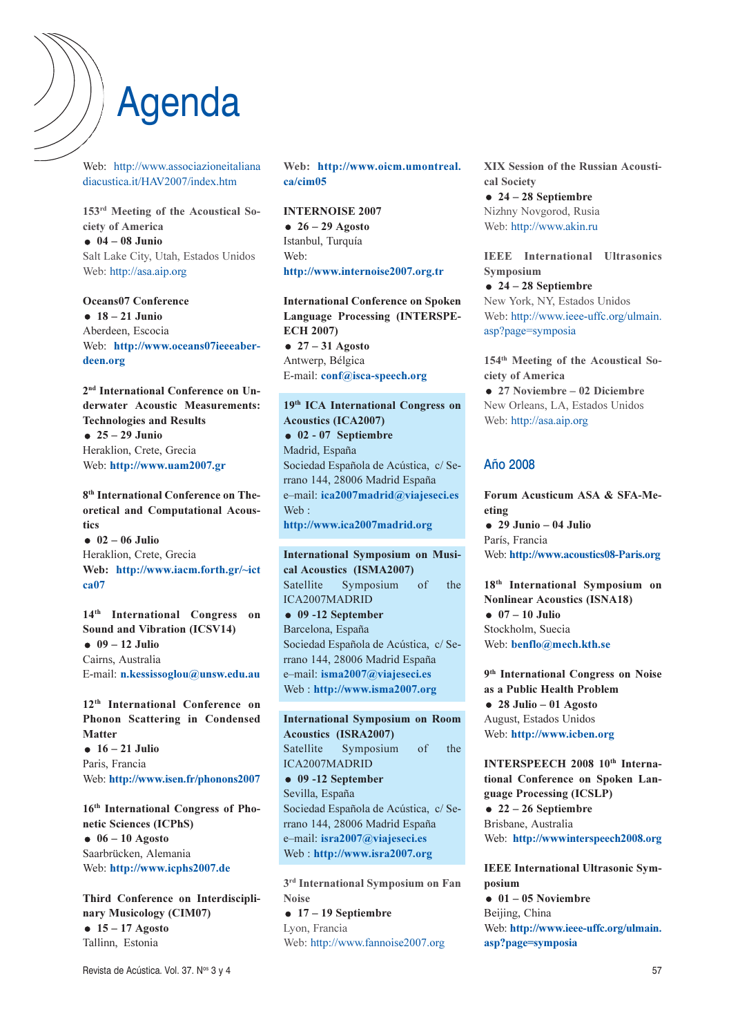# Agenda

Web: http://www.associazioneitalianadiacustica.it/HAV2007/index.htm

**153rd Meeting of the Acoustical Society of America**
- **04 – 08 Junio**

Salt Lake City, Utah, Estados Unidos
Web: http://asa.aip.org

**Oceans07 Conference**
- **18 – 21 Junio**

Aberdeen, Escocia
Web: **http://www.oceans07ieeeaberdeen.org**

**2nd International Conference on Underwater Acoustic Measurements: Technologies and Results**
- **25 – 29 Junio**

Heraklion, Crete, Grecia
Web: **http://www.uam2007.gr**

**8th International Conference on Theoretical and Computational Acoustics**
- **02 – 06 Julio**

Heraklion, Crete, Grecia
**Web: http://www.iacm.forth.gr/~ictca07**

**14th International Congress on Sound and Vibration (ICSV14)**
- **09 – 12 Julio**

Cairns, Australia
E-mail: **n.kessissoglou@unsw.edu.au**

**12th International Conference on Phonon Scattering in Condensed Matter**
- **16 – 21 Julio**

Paris, Francia
Web: **http://www.isen.fr/phonons2007**

**16th International Congress of Phonetic Sciences (ICPhS)**
- **06 – 10 Agosto**

Saarbrücken, Alemania
Web: **http://www.icphs2007.de**

**Third Conference on Interdisciplinary Musicology (CIM07)**
- **15 – 17 Agosto**

Tallinn, Estonia
**Web: http://www.oicm.umontreal.ca/cim05**

**INTERNOISE 2007**
- **26 – 29 Agosto**

Istanbul, Turquía
Web:
**http://www.internoise2007.org.tr**

**International Conference on Spoken Language Processing (INTERSPEECH 2007)**
- **27 – 31 Agosto**

Antwerp, Bélgica
E-mail: **conf@isca-speech.org**

**19th ICA International Congress on Acoustics (ICA2007)**
- **02 - 07 Septiembre**

Madrid, España
Sociedad Española de Acústica, c/ Serrano 144, 28006 Madrid España
e–mail: **ica2007madrid@viajeseci.es**
Web :
**http://www.ica2007madrid.org**

**International Symposium on Musical Acoustics (ISMA2007)**
Satellite Symposium of the ICA2007MADRID
- **09 -12 September**

Barcelona, España
Sociedad Española de Acústica, c/ Serrano 144, 28006 Madrid España
e–mail: **isma2007@viajeseci.es**
Web : **http://www.isma2007.org**

**International Symposium on Room Acoustics (ISRA2007)**
Satellite Symposium of the ICA2007MADRID
- **09 -12 September**

Sevilla, España
Sociedad Española de Acústica, c/ Serrano 144, 28006 Madrid España
e–mail: **isra2007@viajeseci.es**
Web : **http://www.isra2007.org**

**3rd International Symposium on Fan Noise**
- **17 – 19 Septiembre**

Lyon, Francia
Web: http://www.fannoise2007.org

**XIX Session of the Russian Acoustical Society**
- **24 – 28 Septiembre**

Nizhny Novgorod, Rusia
Web: http://www.akin.ru

**IEEE International Ultrasonics Symposium**
- **24 – 28 Septiembre**

New York, NY, Estados Unidos
Web: http://www.ieee-uffc.org/ulmain.asp?page=symposia

**154th Meeting of the Acoustical Society of America**
- **27 Noviembre – 02 Diciembre**

New Orleans, LA, Estados Unidos
Web: http://asa.aip.org

## Año 2008

**Forum Acusticum ASA & SFA-Meeting**
- **29 Junio – 04 Julio**

París, Francia
Web: **http://www.acoustics08-Paris.org**

**18th International Symposium on Nonlinear Acoustics (ISNA18)**
- **07 – 10 Julio**

Stockholm, Suecia
Web: **benflo@mech.kth.se**

**9th International Congress on Noise as a Public Health Problem**
- **28 Julio – 01 Agosto**

August, Estados Unidos
Web: **http://www.icben.org**

**INTERSPEECH 2008 10th International Conference on Spoken Language Processing (ICSLP)**
- **22 – 26 Septiembre**

Brisbane, Australia
Web: **http://wwwinterspeech2008.org**

**IEEE International Ultrasonic Symposium**
- **01 – 05 Noviembre**

Beijing, China
Web: **http://www.ieee-uffc.org/ulmain.asp?page=symposia**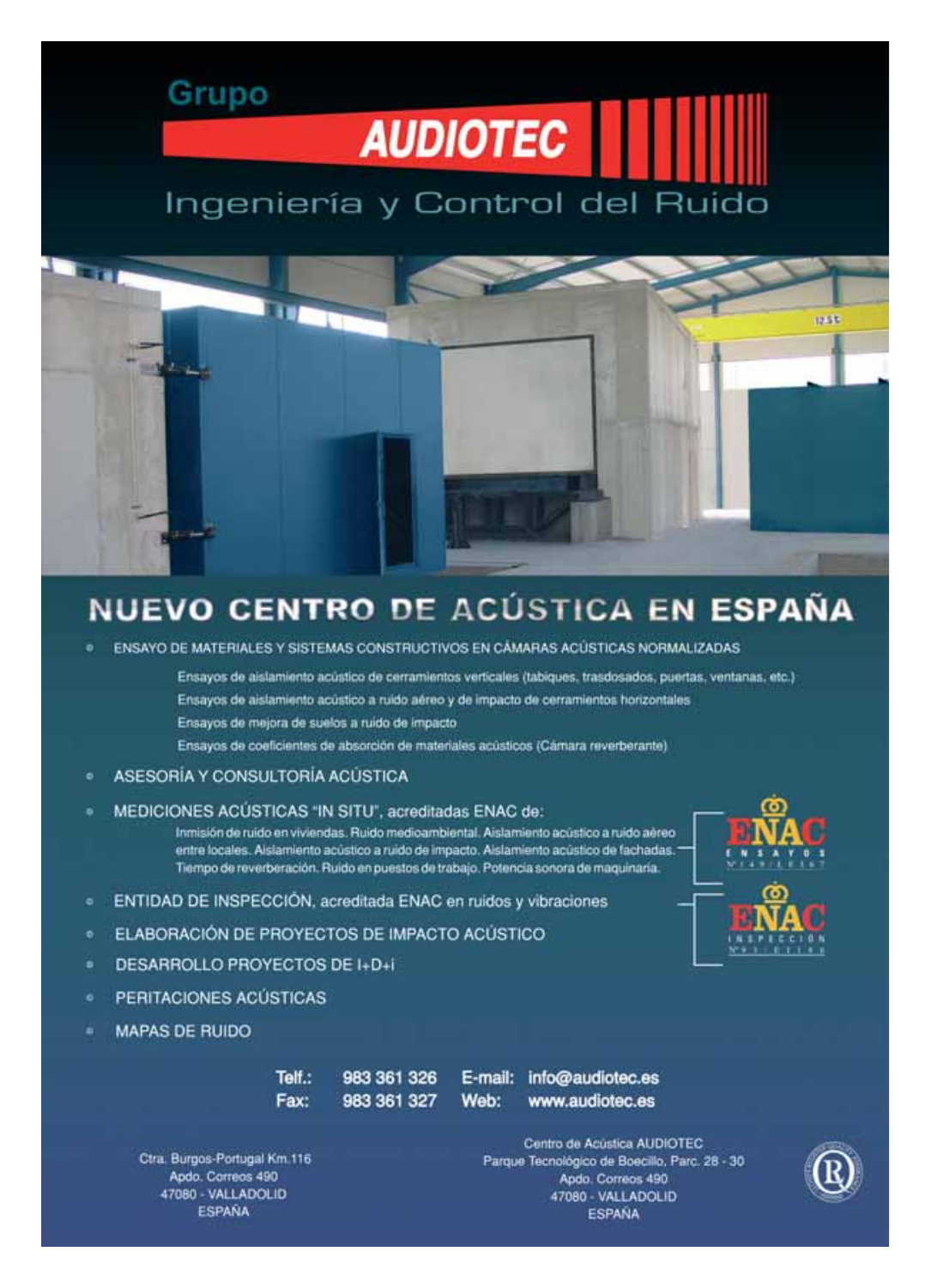# Grupo AUDIOTEC

## Ingeniería y Control del Ruido

## NUEVO CENTRO DE ACÚSTICA EN ESPAÑA

- ENSAYO DE MATERIALES Y SISTEMAS CONSTRUCTIVOS EN CÁMARAS ACÚSTICAS NORMALIZADAS
  - Ensayos de aislamiento acústico de cerramientos verticales (tabiques, trasdosados, puertas, ventanas, etc.)
  - Ensayos de aislamiento acústico a ruido aéreo y de impacto de cerramientos horizontales
  - Ensayos de mejora de suelos a ruido de impacto
  - Ensayos de coeficientes de absorción de materiales acústicos (Cámara reverberante)
- ASESORÍA Y CONSULTORÍA ACÚSTICA
- MEDICIONES ACÚSTICAS "IN SITU", acreditadas ENAC de:
  Inmisión de ruido en viviendas. Ruido medioambiental. Aislamiento acústico a ruido aéreo entre locales. Aislamiento acústico a ruido de impacto. Aislamiento acústico de fachadas. Tiempo de reverberación. Ruido en puestos de trabajo. Potencia sonora de maquinaria.
- ENTIDAD DE INSPECCIÓN, acreditada ENAC en ruidos y vibraciones
- ELABORACIÓN DE PROYECTOS DE IMPACTO ACÚSTICO
- DESARROLLO PROYECTOS DE I+D+i
- PERITACIONES ACÚSTICAS
- MAPAS DE RUIDO

ENAC ENSAYOS

ENAC INSPECCIÓN

Telf.: 983 361 326 E-mail: info@audiotec.es
Fax: 983 361 327 Web: www.audiotec.es

Ctra. Burgos-Portugal Km.116
Apdo. Correos 490
47080 - VALLADOLID
ESPAÑA

Centro de Acústica AUDIOTEC
Parque Tecnológico de Boecillo, Parc. 28 - 30
Apdo. Correos 490
47080 - VALLADOLID
ESPAÑA